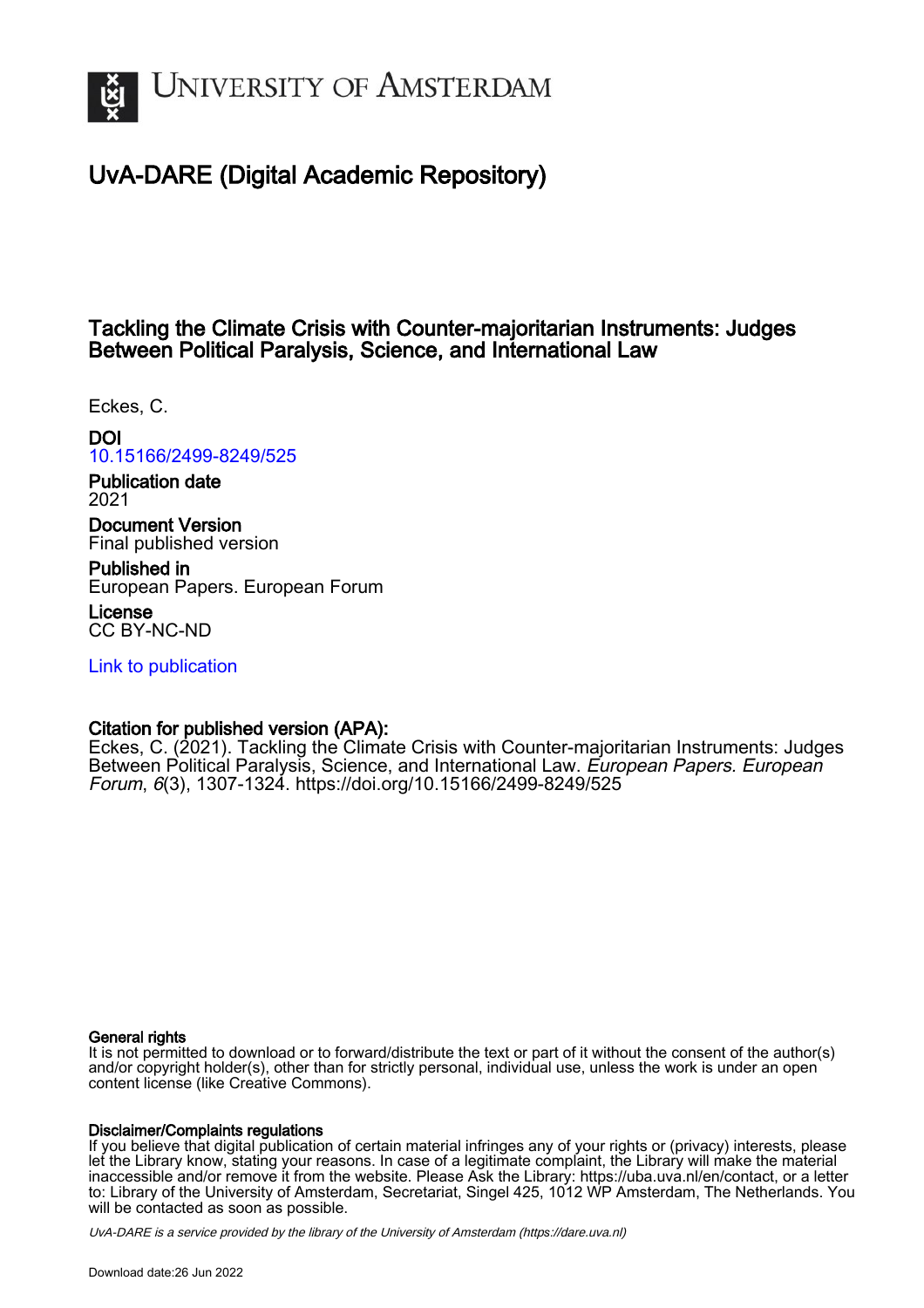# UvA-DARE (Digital Academic Repository)

## Tackling the Climate Crisis with Counter-majoritarian Instruments: Judges Between Political Paralysis, Science, and International Law

Eckes, C.

**DOI**
10.15166/2499-8249/525

**Publication date**
2021

**Document Version**
Final published version

**Published in**
European Papers. European Forum

**License**
CC BY-NC-ND

Link to publication

**Citation for published version (APA):**
Eckes, C. (2021). Tackling the Climate Crisis with Counter-majoritarian Instruments: Judges Between Political Paralysis, Science, and International Law. *European Papers. European Forum*, *6*(3), 1307-1324. https://doi.org/10.15166/2499-8249/525

**General rights**
It is not permitted to download or to forward/distribute the text or part of it without the consent of the author(s) and/or copyright holder(s), other than for strictly personal, individual use, unless the work is under an open content license (like Creative Commons).

**Disclaimer/Complaints regulations**
If you believe that digital publication of certain material infringes any of your rights or (privacy) interests, please let the Library know, stating your reasons. In case of a legitimate complaint, the Library will make the material inaccessible and/or remove it from the website. Please Ask the Library: https://uba.uva.nl/en/contact, or a letter to: Library of the University of Amsterdam, Secretariat, Singel 425, 1012 WP Amsterdam, The Netherlands. You will be contacted as soon as possible.

*UvA-DARE is a service provided by the library of the University of Amsterdam (https://dare.uva.nl)*

Download date:26 Jun 2022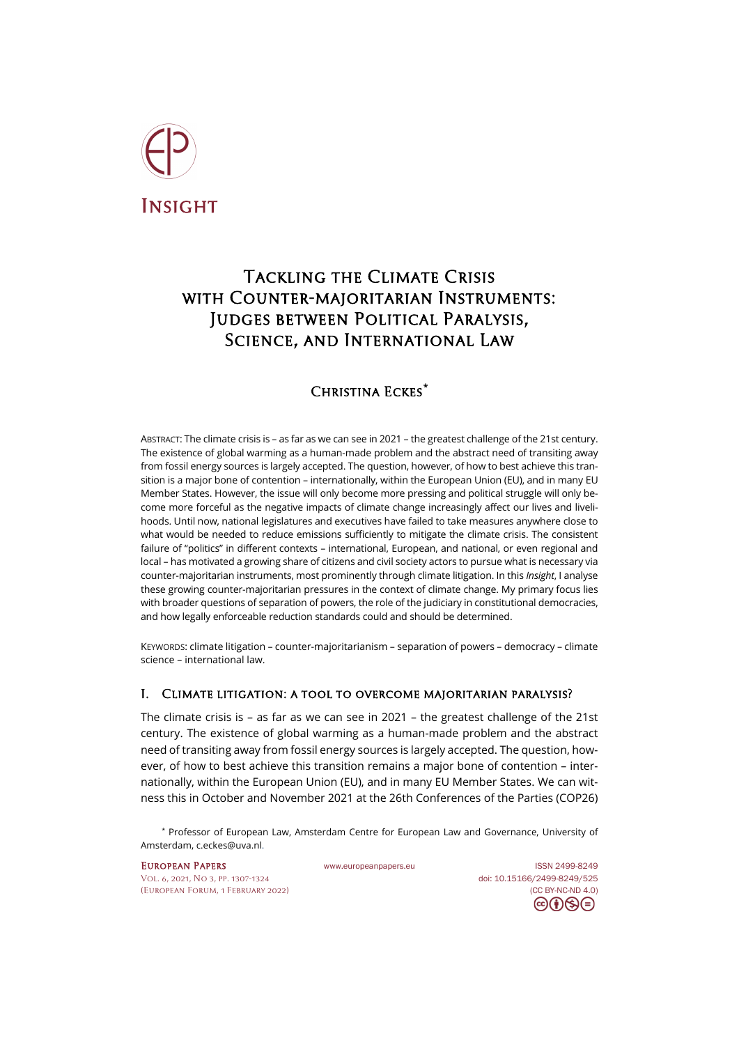# INSIGHT

# Tackling the Climate Crisis with Counter-majoritarian Instruments: Judges between Political Paralysis, Science, and International Law

## Christina Eckes*

ABSTRACT: The climate crisis is – as far as we can see in 2021 – the greatest challenge of the 21st century. The existence of global warming as a human-made problem and the abstract need of transiting away from fossil energy sources is largely accepted. The question, however, of how to best achieve this transition is a major bone of contention – internationally, within the European Union (EU), and in many EU Member States. However, the issue will only become more pressing and political struggle will only become more forceful as the negative impacts of climate change increasingly affect our lives and livelihoods. Until now, national legislatures and executives have failed to take measures anywhere close to what would be needed to reduce emissions sufficiently to mitigate the climate crisis. The consistent failure of "politics" in different contexts – international, European, and national, or even regional and local – has motivated a growing share of citizens and civil society actors to pursue what is necessary via counter-majoritarian instruments, most prominently through climate litigation. In this *Insight*, I analyse these growing counter-majoritarian pressures in the context of climate change. My primary focus lies with broader questions of separation of powers, the role of the judiciary in constitutional democracies, and how legally enforceable reduction standards could and should be determined.

KEYWORDS: climate litigation – counter-majoritarianism – separation of powers – democracy – climate science – international law.

### I. Climate litigation: a tool to overcome majoritarian paralysis?

The climate crisis is – as far as we can see in 2021 – the greatest challenge of the 21st century. The existence of global warming as a human-made problem and the abstract need of transiting away from fossil energy sources is largely accepted. The question, however, of how to best achieve this transition remains a major bone of contention – internationally, within the European Union (EU), and in many EU Member States. We can witness this in October and November 2021 at the 26th Conferences of the Parties (COP26)

\* Professor of European Law, Amsterdam Centre for European Law and Governance, University of Amsterdam, c.eckes@uva.nl.

European Papers
Vol. 6, 2021, No 3, pp. 1307-1324
(European Forum, 1 February 2022)
www.europeanpapers.eu
ISSN 2499-8249
doi: 10.15166/2499-8249/525
(CC BY-NC-ND 4.0)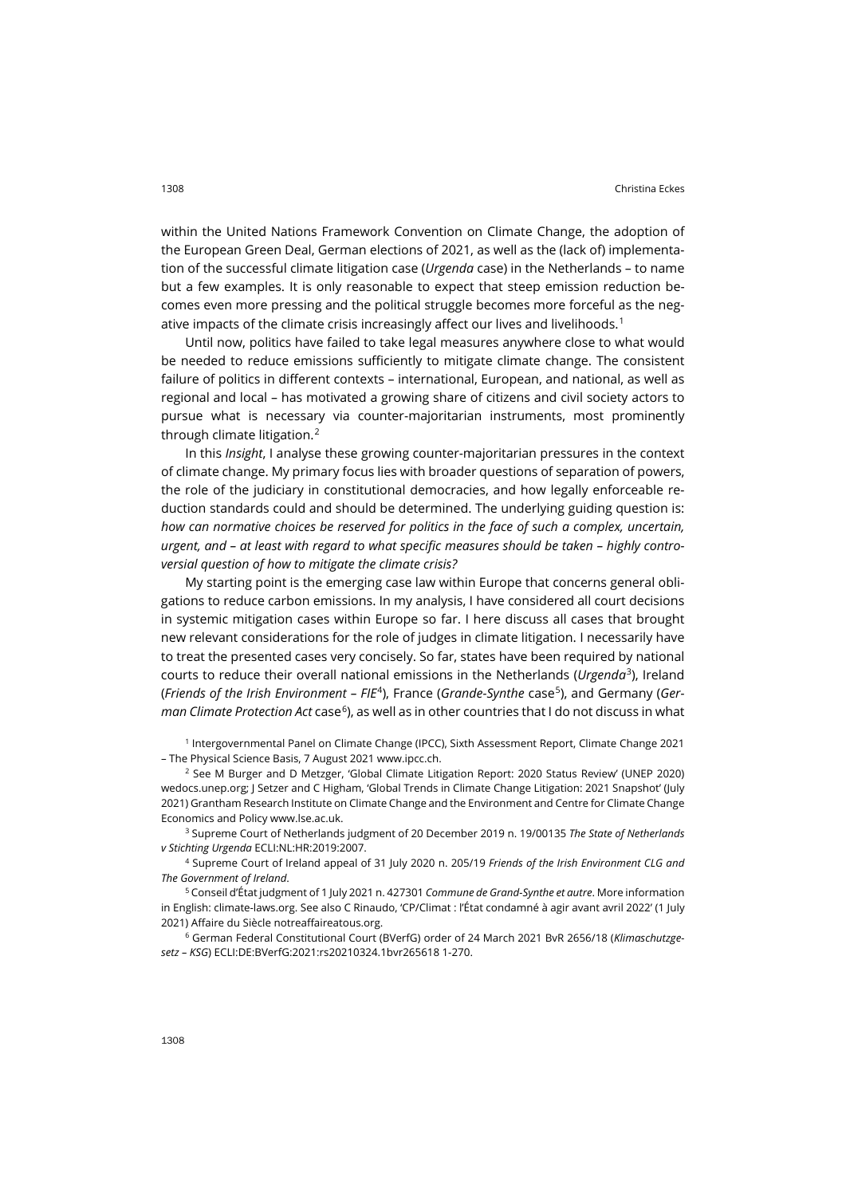within the United Nations Framework Convention on Climate Change, the adoption of the European Green Deal, German elections of 2021, as well as the (lack of) implementation of the successful climate litigation case (*Urgenda* case) in the Netherlands – to name but a few examples. It is only reasonable to expect that steep emission reduction becomes even more pressing and the political struggle becomes more forceful as the negative impacts of the climate crisis increasingly affect our lives and livelihoods.[1]

Until now, politics have failed to take legal measures anywhere close to what would be needed to reduce emissions sufficiently to mitigate climate change. The consistent failure of politics in different contexts – international, European, and national, as well as regional and local – has motivated a growing share of citizens and civil society actors to pursue what is necessary via counter-majoritarian instruments, most prominently through climate litigation.[2]

In this *Insight*, I analyse these growing counter-majoritarian pressures in the context of climate change. My primary focus lies with broader questions of separation of powers, the role of the judiciary in constitutional democracies, and how legally enforceable reduction standards could and should be determined. The underlying guiding question is: *how can normative choices be reserved for politics in the face of such a complex, uncertain, urgent, and – at least with regard to what specific measures should be taken – highly controversial question of how to mitigate the climate crisis?*

My starting point is the emerging case law within Europe that concerns general obligations to reduce carbon emissions. In my analysis, I have considered all court decisions in systemic mitigation cases within Europe so far. I here discuss all cases that brought new relevant considerations for the role of judges in climate litigation. I necessarily have to treat the presented cases very concisely. So far, states have been required by national courts to reduce their overall national emissions in the Netherlands (*Urgenda*[3]), Ireland (*Friends of the Irish Environment – FIE*[4]), France (*Grande-Synthe* case[5]), and Germany (*German Climate Protection Act* case[6]), as well as in other countries that I do not discuss in what

[1] Intergovernmental Panel on Climate Change (IPCC), Sixth Assessment Report, Climate Change 2021 – The Physical Science Basis, 7 August 2021 www.ipcc.ch.

[2] See M Burger and D Metzger, 'Global Climate Litigation Report: 2020 Status Review' (UNEP 2020) wedocs.unep.org; J Setzer and C Higham, 'Global Trends in Climate Change Litigation: 2021 Snapshot' (July 2021) Grantham Research Institute on Climate Change and the Environment and Centre for Climate Change Economics and Policy www.lse.ac.uk.

[3] Supreme Court of Netherlands judgment of 20 December 2019 n. 19/00135 *The State of Netherlands v Stichting Urgenda* ECLI:NL:HR:2019:2007.

[4] Supreme Court of Ireland appeal of 31 July 2020 n. 205/19 *Friends of the Irish Environment CLG and The Government of Ireland*.

[5] Conseil d'État judgment of 1 July 2021 n. 427301 *Commune de Grand-Synthe et autre*. More information in English: climate-laws.org. See also C Rinaudo, 'CP/Climat : l'État condamné à agir avant avril 2022' (1 July 2021) Affaire du Siècle notreaffaireatous.org.

[6] German Federal Constitutional Court (BVerfG) order of 24 March 2021 BvR 2656/18 (*Klimaschutzgesetz – KSG*) ECLI:DE:BVerfG:2021:rs20210324.1bvr265618 1-270.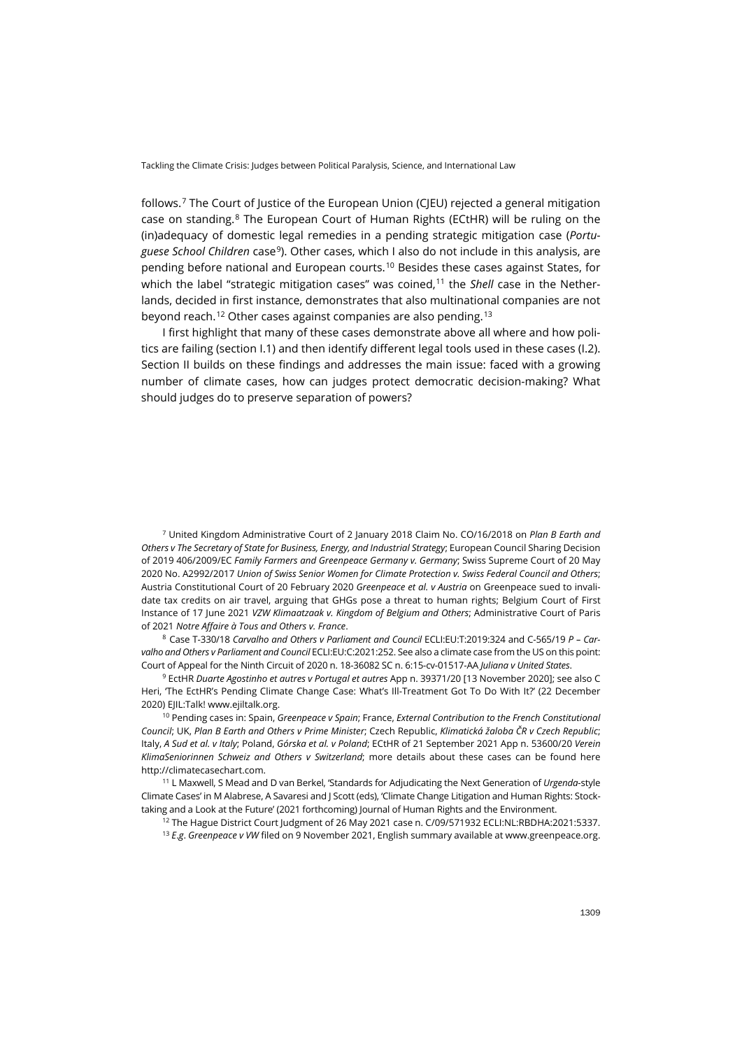follows.[7] The Court of Justice of the European Union (CJEU) rejected a general mitigation case on standing.[8] The European Court of Human Rights (ECtHR) will be ruling on the (in)adequacy of domestic legal remedies in a pending strategic mitigation case (*Portuguese School Children* case[9]). Other cases, which I also do not include in this analysis, are pending before national and European courts.[10] Besides these cases against States, for which the label "strategic mitigation cases" was coined,[11] the *Shell* case in the Netherlands, decided in first instance, demonstrates that also multinational companies are not beyond reach.[12] Other cases against companies are also pending.[13]

I first highlight that many of these cases demonstrate above all where and how politics are failing (section I.1) and then identify different legal tools used in these cases (I.2). Section II builds on these findings and addresses the main issue: faced with a growing number of climate cases, how can judges protect democratic decision-making? What should judges do to preserve separation of powers?

---

[7] United Kingdom Administrative Court of 2 January 2018 Claim No. CO/16/2018 on *Plan B Earth and Others v The Secretary of State for Business, Energy, and Industrial Strategy*; European Council Sharing Decision of 2019 406/2009/EC *Family Farmers and Greenpeace Germany v. Germany*; Swiss Supreme Court of 20 May 2020 No. A2992/2017 *Union of Swiss Senior Women for Climate Protection v. Swiss Federal Council and Others*; Austria Constitutional Court of 20 February 2020 *Greenpeace et al. v Austria* on Greenpeace sued to invalidate tax credits on air travel, arguing that GHGs pose a threat to human rights; Belgium Court of First Instance of 17 June 2021 *VZW Klimaatzaak v. Kingdom of Belgium and Others*; Administrative Court of Paris of 2021 *Notre Affaire à Tous and Others v. France*.

[8] Case T-330/18 *Carvalho and Others v Parliament and Council* ECLI:EU:T:2019:324 and C-565/19 *P – Carvalho and Others v Parliament and Council* ECLI:EU:C:2021:252. See also a climate case from the US on this point: Court of Appeal for the Ninth Circuit of 2020 n. 18-36082 SC n. 6:15-cv-01517-AA *Juliana v United States*.

[9] EctHR *Duarte Agostinho et autres v Portugal et autres* App n. 39371/20 [13 November 2020]; see also C Heri, 'The EctHR's Pending Climate Change Case: What's Ill-Treatment Got To Do With It?' (22 December 2020) EJIL:Talk! www.ejiltalk.org.

[10] Pending cases in: Spain, *Greenpeace v Spain*; France, *External Contribution to the French Constitutional Council*; UK, *Plan B Earth and Others v Prime Minister*; Czech Republic, *Klimatická žaloba ČR v Czech Republic*; Italy, *A Sud et al. v Italy*; Poland, *Górska et al. v Poland*; ECtHR of 21 September 2021 App n. 53600/20 *Verein KlimaSeniorinnen Schweiz and Others v Switzerland*; more details about these cases can be found here http://climatecasechart.com.

[11] L Maxwell, S Mead and D van Berkel, 'Standards for Adjudicating the Next Generation of *Urgenda*-style Climate Cases' in M Alabrese, A Savaresi and J Scott (eds), 'Climate Change Litigation and Human Rights: Stocktaking and a Look at the Future' (2021 forthcoming) Journal of Human Rights and the Environment.

[12] The Hague District Court Judgment of 26 May 2021 case n. C/09/571932 ECLI:NL:RBDHA:2021:5337.

[13] *E.g*. *Greenpeace v VW* filed on 9 November 2021, English summary available at www.greenpeace.org.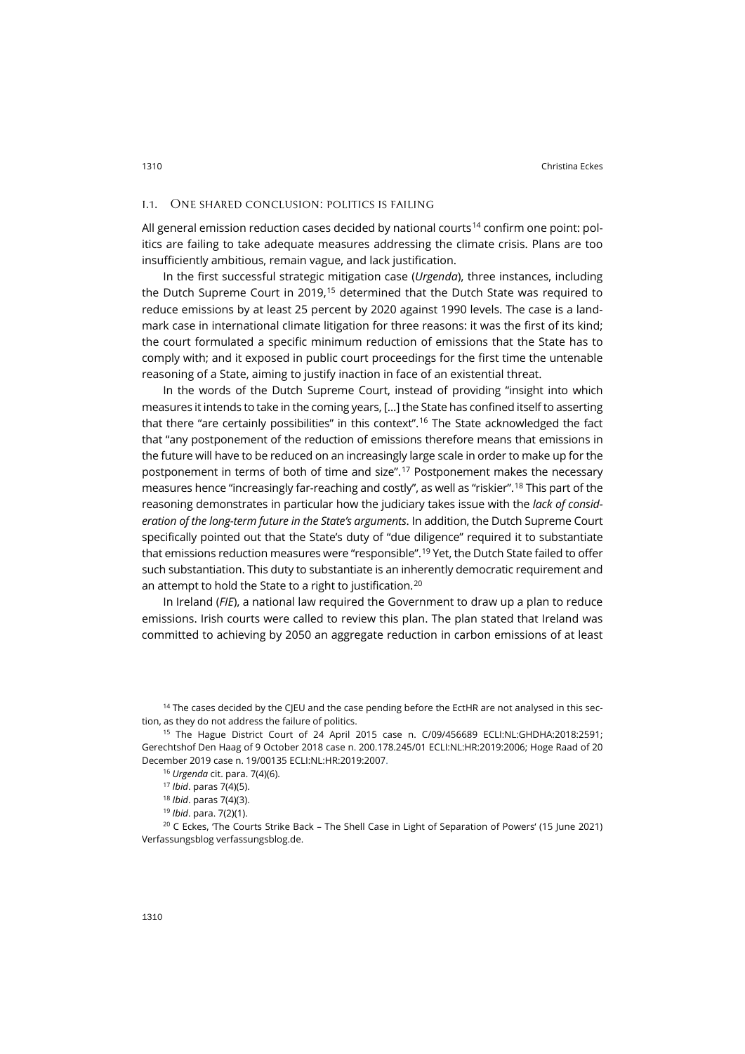### I.1. One shared conclusion: politics is failing

All general emission reduction cases decided by national courts[14] confirm one point: politics are failing to take adequate measures addressing the climate crisis. Plans are too insufficiently ambitious, remain vague, and lack justification.

In the first successful strategic mitigation case (*Urgenda*), three instances, including the Dutch Supreme Court in 2019,[15] determined that the Dutch State was required to reduce emissions by at least 25 percent by 2020 against 1990 levels. The case is a landmark case in international climate litigation for three reasons: it was the first of its kind; the court formulated a specific minimum reduction of emissions that the State has to comply with; and it exposed in public court proceedings for the first time the untenable reasoning of a State, aiming to justify inaction in face of an existential threat.

In the words of the Dutch Supreme Court, instead of providing "insight into which measures it intends to take in the coming years, […] the State has confined itself to asserting that there "are certainly possibilities" in this context".[16] The State acknowledged the fact that "any postponement of the reduction of emissions therefore means that emissions in the future will have to be reduced on an increasingly large scale in order to make up for the postponement in terms of both of time and size".[17] Postponement makes the necessary measures hence "increasingly far-reaching and costly", as well as "riskier".[18] This part of the reasoning demonstrates in particular how the judiciary takes issue with the *lack of consideration of the long-term future in the State's arguments*. In addition, the Dutch Supreme Court specifically pointed out that the State's duty of "due diligence" required it to substantiate that emissions reduction measures were "responsible".[19] Yet, the Dutch State failed to offer such substantiation. This duty to substantiate is an inherently democratic requirement and an attempt to hold the State to a right to justification.[20]

In Ireland (*FIE*), a national law required the Government to draw up a plan to reduce emissions. Irish courts were called to review this plan. The plan stated that Ireland was committed to achieving by 2050 an aggregate reduction in carbon emissions of at least

[14] The cases decided by the CJEU and the case pending before the EctHR are not analysed in this section, as they do not address the failure of politics.

[15] The Hague District Court of 24 April 2015 case n. C/09/456689 ECLI:NL:GHDHA:2018:2591; Gerechtshof Den Haag of 9 October 2018 case n. 200.178.245/01 ECLI:NL:HR:2019:2006; Hoge Raad of 20 December 2019 case n. 19/00135 ECLI:NL:HR:2019:2007.

[16] *Urgenda* cit. para. 7(4)(6).

[17] *Ibid*. paras 7(4)(5).

[18] *Ibid*. paras 7(4)(3).

[19] *Ibid*. para. 7(2)(1).

[20] C Eckes, 'The Courts Strike Back – The Shell Case in Light of Separation of Powers' (15 June 2021) Verfassungsblog verfassungsblog.de.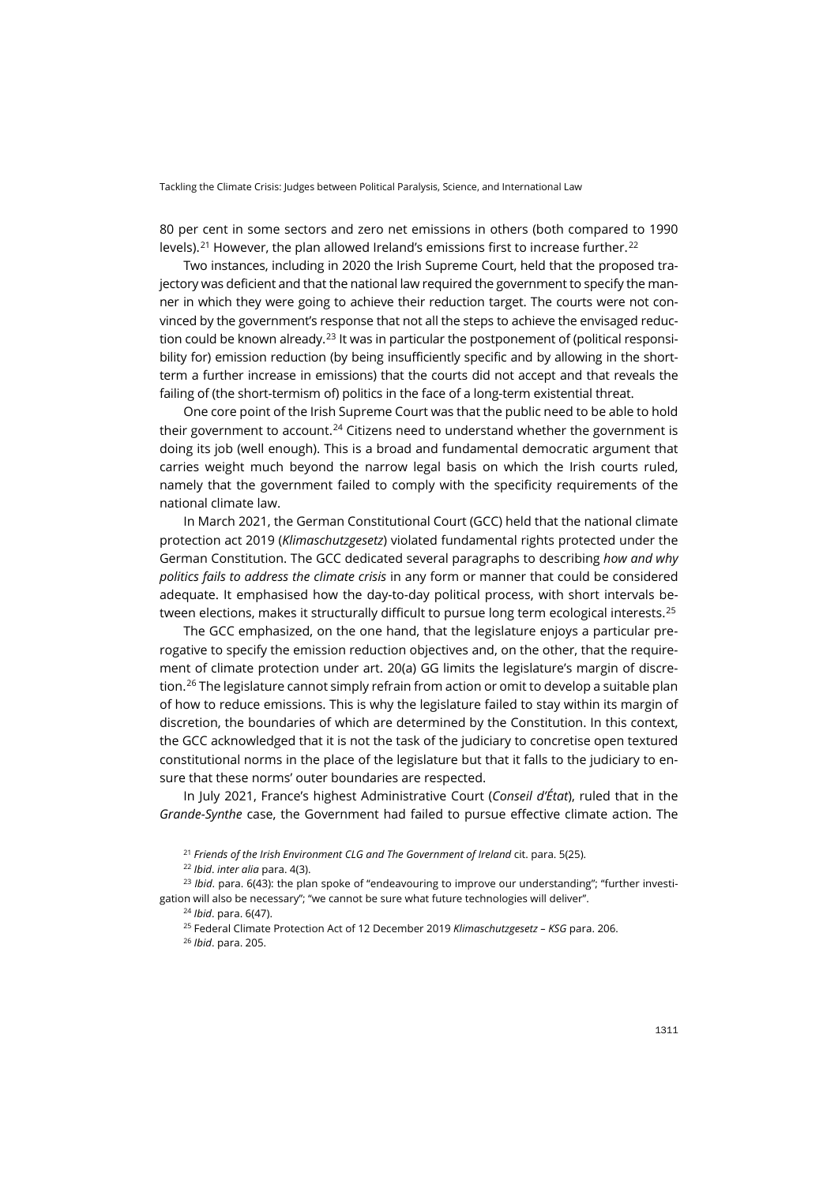80 per cent in some sectors and zero net emissions in others (both compared to 1990 levels).[21] However, the plan allowed Ireland's emissions first to increase further.[22]

Two instances, including in 2020 the Irish Supreme Court, held that the proposed trajectory was deficient and that the national law required the government to specify the manner in which they were going to achieve their reduction target. The courts were not convinced by the government's response that not all the steps to achieve the envisaged reduction could be known already.[23] It was in particular the postponement of (political responsibility for) emission reduction (by being insufficiently specific and by allowing in the short-term a further increase in emissions) that the courts did not accept and that reveals the failing of (the short-termism of) politics in the face of a long-term existential threat.

One core point of the Irish Supreme Court was that the public need to be able to hold their government to account.[24] Citizens need to understand whether the government is doing its job (well enough). This is a broad and fundamental democratic argument that carries weight much beyond the narrow legal basis on which the Irish courts ruled, namely that the government failed to comply with the specificity requirements of the national climate law.

In March 2021, the German Constitutional Court (GCC) held that the national climate protection act 2019 (*Klimaschutzgesetz*) violated fundamental rights protected under the German Constitution. The GCC dedicated several paragraphs to describing *how and why politics fails to address the climate crisis* in any form or manner that could be considered adequate. It emphasised how the day-to-day political process, with short intervals between elections, makes it structurally difficult to pursue long term ecological interests.[25]

The GCC emphasized, on the one hand, that the legislature enjoys a particular prerogative to specify the emission reduction objectives and, on the other, that the requirement of climate protection under art. 20(a) GG limits the legislature's margin of discretion.[26] The legislature cannot simply refrain from action or omit to develop a suitable plan of how to reduce emissions. This is why the legislature failed to stay within its margin of discretion, the boundaries of which are determined by the Constitution. In this context, the GCC acknowledged that it is not the task of the judiciary to concretise open textured constitutional norms in the place of the legislature but that it falls to the judiciary to ensure that these norms' outer boundaries are respected.

In July 2021, France's highest Administrative Court (*Conseil d'État*), ruled that in the *Grande-Synthe* case, the Government had failed to pursue effective climate action. The

[21] *Friends of the Irish Environment CLG and The Government of Ireland* cit. para. 5(25).

[22] *Ibid*. *inter alia* para. 4(3).

[23] *Ibid*. para. 6(43): the plan spoke of "endeavouring to improve our understanding"; "further investigation will also be necessary"; "we cannot be sure what future technologies will deliver".

[24] *Ibid*. para. 6(47).

[25] Federal Climate Protection Act of 12 December 2019 *Klimaschutzgesetz – KSG* para. 206.

[26] *Ibid*. para. 205.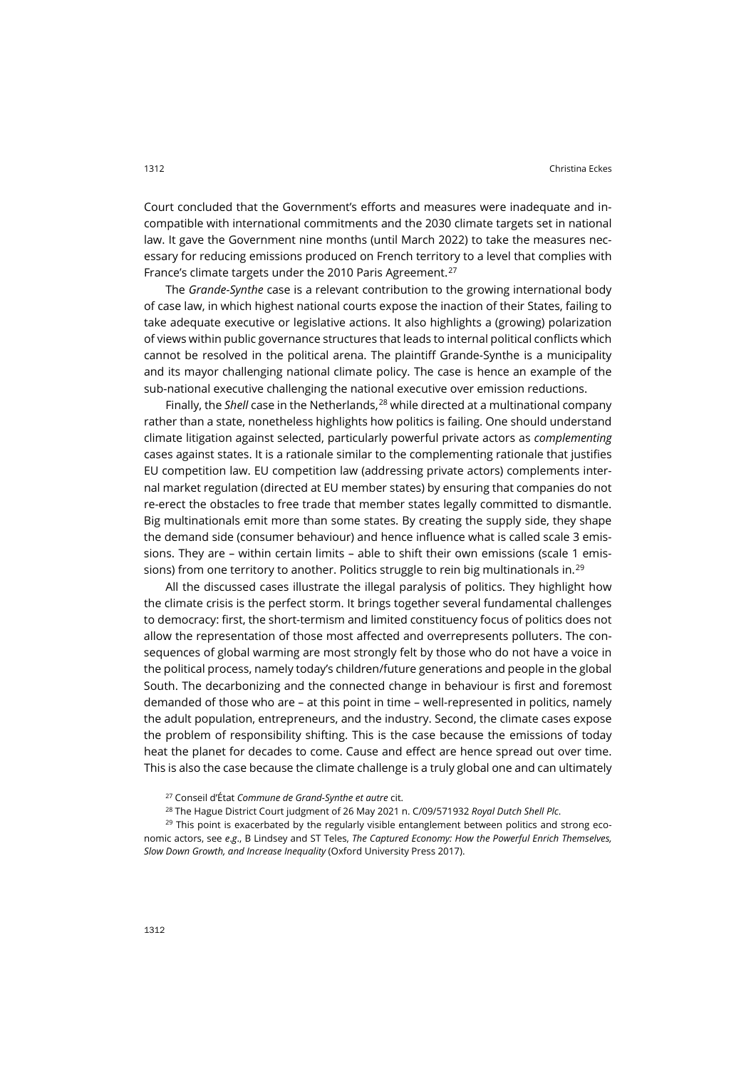Court concluded that the Government's efforts and measures were inadequate and incompatible with international commitments and the 2030 climate targets set in national law. It gave the Government nine months (until March 2022) to take the measures necessary for reducing emissions produced on French territory to a level that complies with France's climate targets under the 2010 Paris Agreement.[27]

The *Grande-Synthe* case is a relevant contribution to the growing international body of case law, in which highest national courts expose the inaction of their States, failing to take adequate executive or legislative actions. It also highlights a (growing) polarization of views within public governance structures that leads to internal political conflicts which cannot be resolved in the political arena. The plaintiff Grande-Synthe is a municipality and its mayor challenging national climate policy. The case is hence an example of the sub-national executive challenging the national executive over emission reductions.

Finally, the *Shell* case in the Netherlands,[28] while directed at a multinational company rather than a state, nonetheless highlights how politics is failing. One should understand climate litigation against selected, particularly powerful private actors as *complementing* cases against states. It is a rationale similar to the complementing rationale that justifies EU competition law. EU competition law (addressing private actors) complements internal market regulation (directed at EU member states) by ensuring that companies do not re-erect the obstacles to free trade that member states legally committed to dismantle. Big multinationals emit more than some states. By creating the supply side, they shape the demand side (consumer behaviour) and hence influence what is called scale 3 emissions. They are – within certain limits – able to shift their own emissions (scale 1 emissions) from one territory to another. Politics struggle to rein big multinationals in.[29]

All the discussed cases illustrate the illegal paralysis of politics. They highlight how the climate crisis is the perfect storm. It brings together several fundamental challenges to democracy: first, the short-termism and limited constituency focus of politics does not allow the representation of those most affected and overrepresents polluters. The consequences of global warming are most strongly felt by those who do not have a voice in the political process, namely today's children/future generations and people in the global South. The decarbonizing and the connected change in behaviour is first and foremost demanded of those who are – at this point in time – well-represented in politics, namely the adult population, entrepreneurs, and the industry. Second, the climate cases expose the problem of responsibility shifting. This is the case because the emissions of today heat the planet for decades to come. Cause and effect are hence spread out over time. This is also the case because the climate challenge is a truly global one and can ultimately

[27] Conseil d'État *Commune de Grand-Synthe et autre* cit.

[28] The Hague District Court judgment of 26 May 2021 n. C/09/571932 *Royal Dutch Shell Plc*.

[29] This point is exacerbated by the regularly visible entanglement between politics and strong economic actors, see *e.g.*, B Lindsey and ST Teles, *The Captured Economy: How the Powerful Enrich Themselves, Slow Down Growth, and Increase Inequality* (Oxford University Press 2017).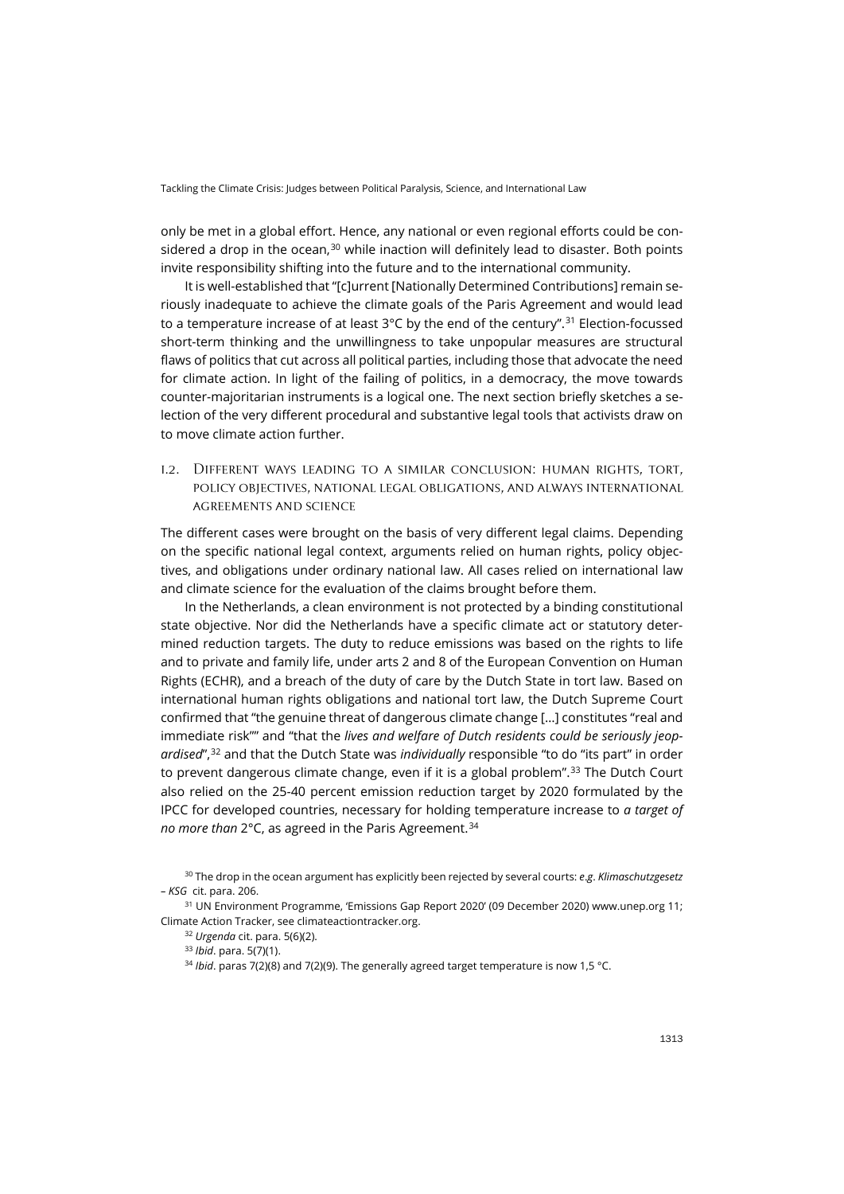only be met in a global effort. Hence, any national or even regional efforts could be considered a drop in the ocean,[30] while inaction will definitely lead to disaster. Both points invite responsibility shifting into the future and to the international community.

It is well-established that "[c]urrent [Nationally Determined Contributions] remain seriously inadequate to achieve the climate goals of the Paris Agreement and would lead to a temperature increase of at least 3°C by the end of the century".[31] Election-focussed short-term thinking and the unwillingness to take unpopular measures are structural flaws of politics that cut across all political parties, including those that advocate the need for climate action. In light of the failing of politics, in a democracy, the move towards counter-majoritarian instruments is a logical one. The next section briefly sketches a selection of the very different procedural and substantive legal tools that activists draw on to move climate action further.

### I.2. Different ways leading to a similar conclusion: human rights, tort, policy objectives, national legal obligations, and always international agreements and science

The different cases were brought on the basis of very different legal claims. Depending on the specific national legal context, arguments relied on human rights, policy objectives, and obligations under ordinary national law. All cases relied on international law and climate science for the evaluation of the claims brought before them.

In the Netherlands, a clean environment is not protected by a binding constitutional state objective. Nor did the Netherlands have a specific climate act or statutory determined reduction targets. The duty to reduce emissions was based on the rights to life and to private and family life, under arts 2 and 8 of the European Convention on Human Rights (ECHR), and a breach of the duty of care by the Dutch State in tort law. Based on international human rights obligations and national tort law, the Dutch Supreme Court confirmed that "the genuine threat of dangerous climate change [...] constitutes "real and immediate risk"" and "that the *lives and welfare of Dutch residents could be seriously jeopardised*",[32] and that the Dutch State was *individually* responsible "to do "its part" in order to prevent dangerous climate change, even if it is a global problem".[33] The Dutch Court also relied on the 25-40 percent emission reduction target by 2020 formulated by the IPCC for developed countries, necessary for holding temperature increase to *a target of no more than* 2°C, as agreed in the Paris Agreement.[34]

---

[30] The drop in the ocean argument has explicitly been rejected by several courts: *e.g*. *Klimaschutzgesetz – KSG* cit. para. 206.

[31] UN Environment Programme, 'Emissions Gap Report 2020' (09 December 2020) www.unep.org 11; Climate Action Tracker, see climateactiontracker.org.

[32] *Urgenda* cit. para. 5(6)(2).

[33] *Ibid*. para. 5(7)(1).

[34] *Ibid*. paras 7(2)(8) and 7(2)(9). The generally agreed target temperature is now 1,5 °C.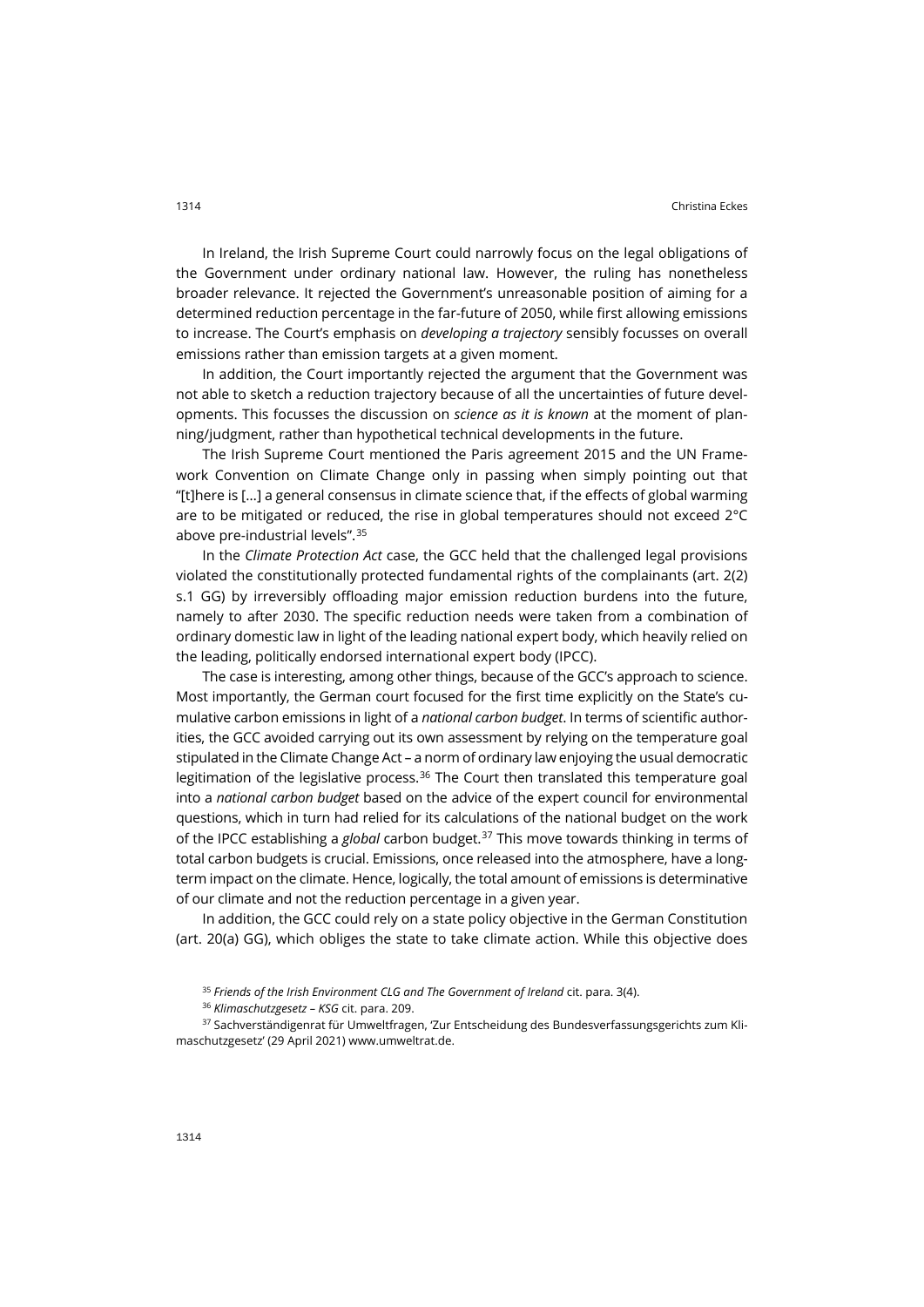In Ireland, the Irish Supreme Court could narrowly focus on the legal obligations of the Government under ordinary national law. However, the ruling has nonetheless broader relevance. It rejected the Government's unreasonable position of aiming for a determined reduction percentage in the far-future of 2050, while first allowing emissions to increase. The Court's emphasis on *developing a trajectory* sensibly focusses on overall emissions rather than emission targets at a given moment.

In addition, the Court importantly rejected the argument that the Government was not able to sketch a reduction trajectory because of all the uncertainties of future developments. This focusses the discussion on *science as it is known* at the moment of planning/judgment, rather than hypothetical technical developments in the future.

The Irish Supreme Court mentioned the Paris agreement 2015 and the UN Framework Convention on Climate Change only in passing when simply pointing out that "[t]here is [...] a general consensus in climate science that, if the effects of global warming are to be mitigated or reduced, the rise in global temperatures should not exceed 2°C above pre-industrial levels".[35]

In the *Climate Protection Act* case, the GCC held that the challenged legal provisions violated the constitutionally protected fundamental rights of the complainants (art. 2(2) s.1 GG) by irreversibly offloading major emission reduction burdens into the future, namely to after 2030. The specific reduction needs were taken from a combination of ordinary domestic law in light of the leading national expert body, which heavily relied on the leading, politically endorsed international expert body (IPCC).

The case is interesting, among other things, because of the GCC's approach to science. Most importantly, the German court focused for the first time explicitly on the State's cumulative carbon emissions in light of a *national carbon budget*. In terms of scientific authorities, the GCC avoided carrying out its own assessment by relying on the temperature goal stipulated in the Climate Change Act – a norm of ordinary law enjoying the usual democratic legitimation of the legislative process.[36] The Court then translated this temperature goal into a *national carbon budget* based on the advice of the expert council for environmental questions, which in turn had relied for its calculations of the national budget on the work of the IPCC establishing a *global* carbon budget.[37] This move towards thinking in terms of total carbon budgets is crucial. Emissions, once released into the atmosphere, have a long-term impact on the climate. Hence, logically, the total amount of emissions is determinative of our climate and not the reduction percentage in a given year.

In addition, the GCC could rely on a state policy objective in the German Constitution (art. 20(a) GG), which obliges the state to take climate action. While this objective does

[35] *Friends of the Irish Environment CLG and The Government of Ireland* cit. para. 3(4).

[36] *Klimaschutzgesetz – KSG* cit. para. 209.

[37] Sachverständigenrat für Umweltfragen, 'Zur Entscheidung des Bundesverfassungsgerichts zum Klimaschutzgesetz' (29 April 2021) www.umweltrat.de.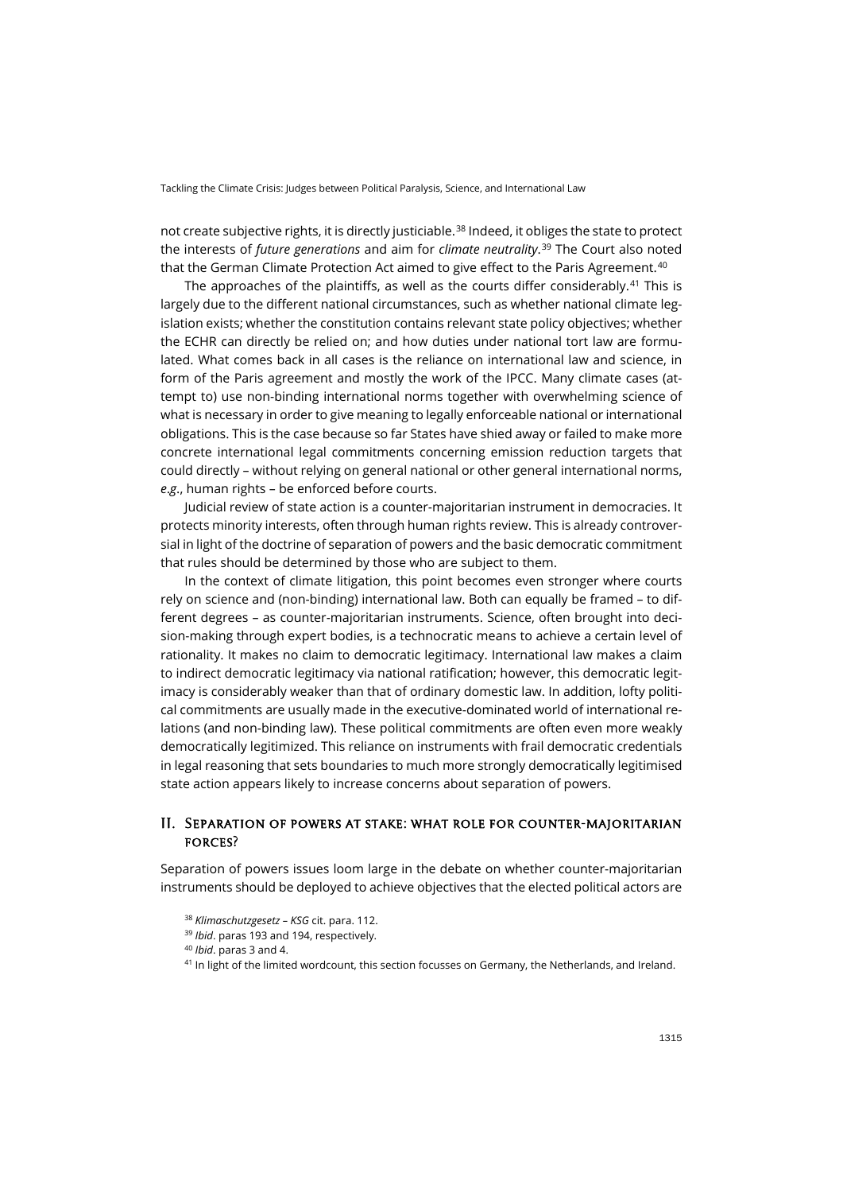not create subjective rights, it is directly justiciable.[38] Indeed, it obliges the state to protect the interests of *future generations* and aim for *climate neutrality*.[39] The Court also noted that the German Climate Protection Act aimed to give effect to the Paris Agreement.[40]

The approaches of the plaintiffs, as well as the courts differ considerably.[41] This is largely due to the different national circumstances, such as whether national climate legislation exists; whether the constitution contains relevant state policy objectives; whether the ECHR can directly be relied on; and how duties under national tort law are formulated. What comes back in all cases is the reliance on international law and science, in form of the Paris agreement and mostly the work of the IPCC. Many climate cases (attempt to) use non-binding international norms together with overwhelming science of what is necessary in order to give meaning to legally enforceable national or international obligations. This is the case because so far States have shied away or failed to make more concrete international legal commitments concerning emission reduction targets that could directly – without relying on general national or other general international norms, *e.g.*, human rights – be enforced before courts.

Judicial review of state action is a counter-majoritarian instrument in democracies. It protects minority interests, often through human rights review. This is already controversial in light of the doctrine of separation of powers and the basic democratic commitment that rules should be determined by those who are subject to them.

In the context of climate litigation, this point becomes even stronger where courts rely on science and (non-binding) international law. Both can equally be framed – to different degrees – as counter-majoritarian instruments. Science, often brought into decision-making through expert bodies, is a technocratic means to achieve a certain level of rationality. It makes no claim to democratic legitimacy. International law makes a claim to indirect democratic legitimacy via national ratification; however, this democratic legitimacy is considerably weaker than that of ordinary domestic law. In addition, lofty political commitments are usually made in the executive-dominated world of international relations (and non-binding law). These political commitments are often even more weakly democratically legitimized. This reliance on instruments with frail democratic credentials in legal reasoning that sets boundaries to much more strongly democratically legitimised state action appears likely to increase concerns about separation of powers.

## II. Separation of powers at stake: what role for counter-majoritarian forces?

Separation of powers issues loom large in the debate on whether counter-majoritarian instruments should be deployed to achieve objectives that the elected political actors are

[38] *Klimaschutzgesetz – KSG* cit. para. 112.

[39] *Ibid*. paras 193 and 194, respectively.

[40] *Ibid*. paras 3 and 4.

[41] In light of the limited wordcount, this section focusses on Germany, the Netherlands, and Ireland.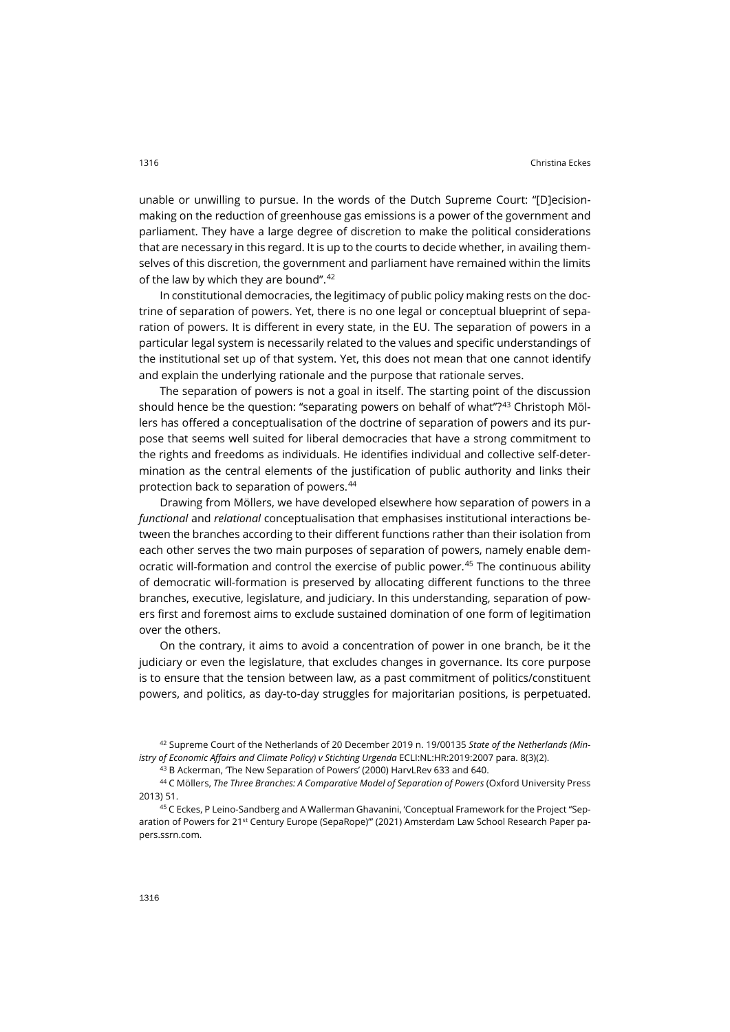unable or unwilling to pursue. In the words of the Dutch Supreme Court: "[D]ecision-making on the reduction of greenhouse gas emissions is a power of the government and parliament. They have a large degree of discretion to make the political considerations that are necessary in this regard. It is up to the courts to decide whether, in availing themselves of this discretion, the government and parliament have remained within the limits of the law by which they are bound".[42]

In constitutional democracies, the legitimacy of public policy making rests on the doctrine of separation of powers. Yet, there is no one legal or conceptual blueprint of separation of powers. It is different in every state, in the EU. The separation of powers in a particular legal system is necessarily related to the values and specific understandings of the institutional set up of that system. Yet, this does not mean that one cannot identify and explain the underlying rationale and the purpose that rationale serves.

The separation of powers is not a goal in itself. The starting point of the discussion should hence be the question: "separating powers on behalf of what"?[43] Christoph Möllers has offered a conceptualisation of the doctrine of separation of powers and its purpose that seems well suited for liberal democracies that have a strong commitment to the rights and freedoms as individuals. He identifies individual and collective self-determination as the central elements of the justification of public authority and links their protection back to separation of powers.[44]

Drawing from Möllers, we have developed elsewhere how separation of powers in a *functional* and *relational* conceptualisation that emphasises institutional interactions between the branches according to their different functions rather than their isolation from each other serves the two main purposes of separation of powers, namely enable democratic will-formation and control the exercise of public power.[45] The continuous ability of democratic will-formation is preserved by allocating different functions to the three branches, executive, legislature, and judiciary. In this understanding, separation of powers first and foremost aims to exclude sustained domination of one form of legitimation over the others.

On the contrary, it aims to avoid a concentration of power in one branch, be it the judiciary or even the legislature, that excludes changes in governance. Its core purpose is to ensure that the tension between law, as a past commitment of politics/constituent powers, and politics, as day-to-day struggles for majoritarian positions, is perpetuated.

[42] Supreme Court of the Netherlands of 20 December 2019 n. 19/00135 *State of the Netherlands (Ministry of Economic Affairs and Climate Policy) v Stichting Urgenda* ECLI:NL:HR:2019:2007 para. 8(3)(2).

[43] B Ackerman, 'The New Separation of Powers' (2000) HarvLRev 633 and 640.

[44] C Möllers, *The Three Branches: A Comparative Model of Separation of Powers* (Oxford University Press 2013) 51.

[45] C Eckes, P Leino-Sandberg and A Wallerman Ghavanini, 'Conceptual Framework for the Project "Separation of Powers for 21st Century Europe (SepaRope)"' (2021) Amsterdam Law School Research Paper papers.ssrn.com.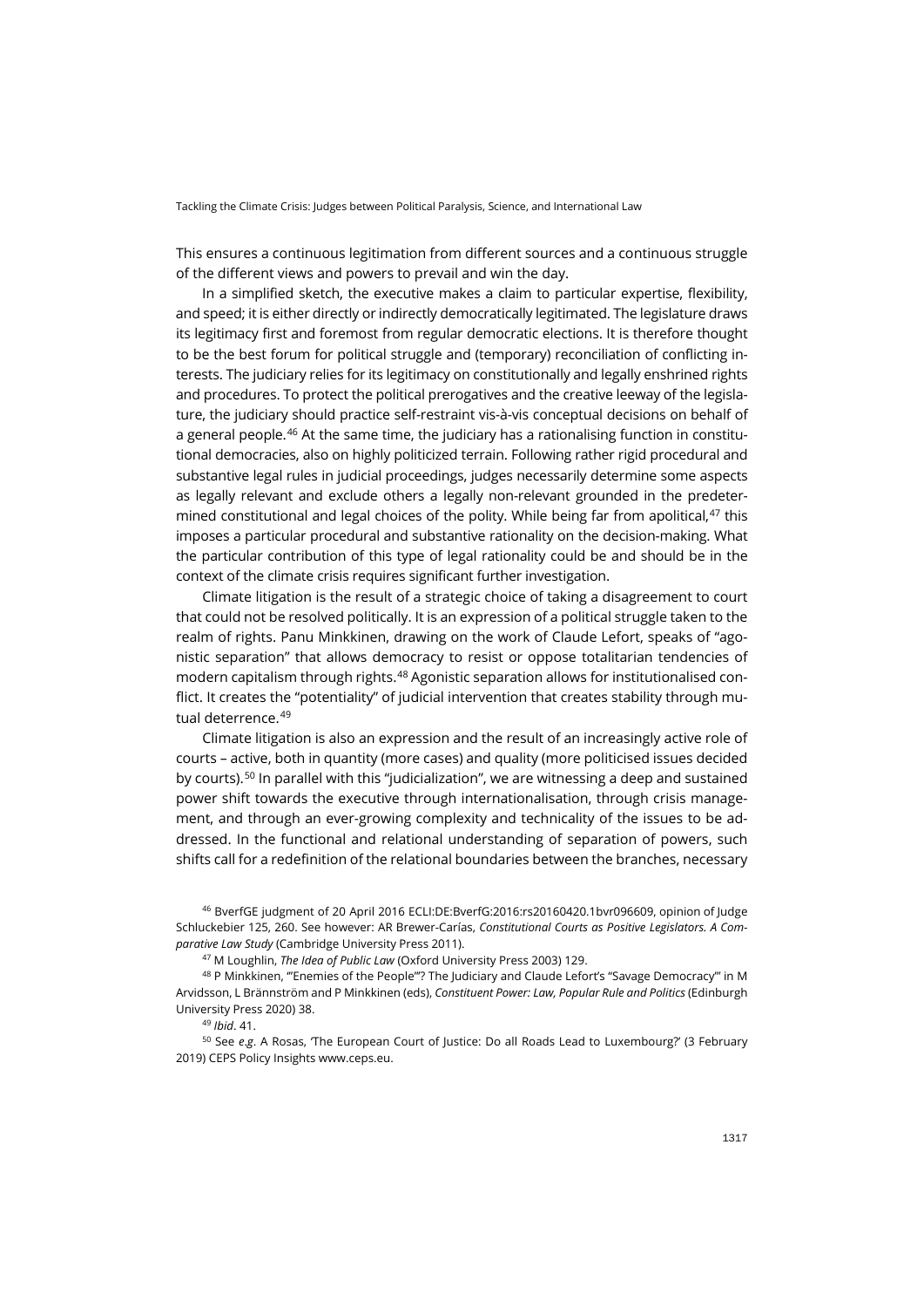This ensures a continuous legitimation from different sources and a continuous struggle of the different views and powers to prevail and win the day.

In a simplified sketch, the executive makes a claim to particular expertise, flexibility, and speed; it is either directly or indirectly democratically legitimated. The legislature draws its legitimacy first and foremost from regular democratic elections. It is therefore thought to be the best forum for political struggle and (temporary) reconciliation of conflicting interests. The judiciary relies for its legitimacy on constitutionally and legally enshrined rights and procedures. To protect the political prerogatives and the creative leeway of the legislature, the judiciary should practice self-restraint vis-à-vis conceptual decisions on behalf of a general people.[46] At the same time, the judiciary has a rationalising function in constitutional democracies, also on highly politicized terrain. Following rather rigid procedural and substantive legal rules in judicial proceedings, judges necessarily determine some aspects as legally relevant and exclude others a legally non-relevant grounded in the predetermined constitutional and legal choices of the polity. While being far from apolitical,[47] this imposes a particular procedural and substantive rationality on the decision-making. What the particular contribution of this type of legal rationality could be and should be in the context of the climate crisis requires significant further investigation.

Climate litigation is the result of a strategic choice of taking a disagreement to court that could not be resolved politically. It is an expression of a political struggle taken to the realm of rights. Panu Minkkinen, drawing on the work of Claude Lefort, speaks of "agonistic separation" that allows democracy to resist or oppose totalitarian tendencies of modern capitalism through rights.[48] Agonistic separation allows for institutionalised conflict. It creates the "potentiality" of judicial intervention that creates stability through mutual deterrence.[49]

Climate litigation is also an expression and the result of an increasingly active role of courts – active, both in quantity (more cases) and quality (more politicised issues decided by courts).[50] In parallel with this "judicialization", we are witnessing a deep and sustained power shift towards the executive through internationalisation, through crisis management, and through an ever-growing complexity and technicality of the issues to be addressed. In the functional and relational understanding of separation of powers, such shifts call for a redefinition of the relational boundaries between the branches, necessary

[46] BverfGE judgment of 20 April 2016 ECLI:DE:BverfG:2016:rs20160420.1bvr096609, opinion of Judge Schluckebier 125, 260. See however: AR Brewer-Carías, *Constitutional Courts as Positive Legislators. A Comparative Law Study* (Cambridge University Press 2011).

[47] M Loughlin, *The Idea of Public Law* (Oxford University Press 2003) 129.

[48] P Minkkinen, '"Enemies of the People"? The Judiciary and Claude Lefort's "Savage Democracy"' in M Arvidsson, L Brännström and P Minkkinen (eds), *Constituent Power: Law, Popular Rule and Politics* (Edinburgh University Press 2020) 38.

[49] *Ibid*. 41.

[50] See *e.g*. A Rosas, 'The European Court of Justice: Do all Roads Lead to Luxembourg?' (3 February 2019) CEPS Policy Insights www.ceps.eu.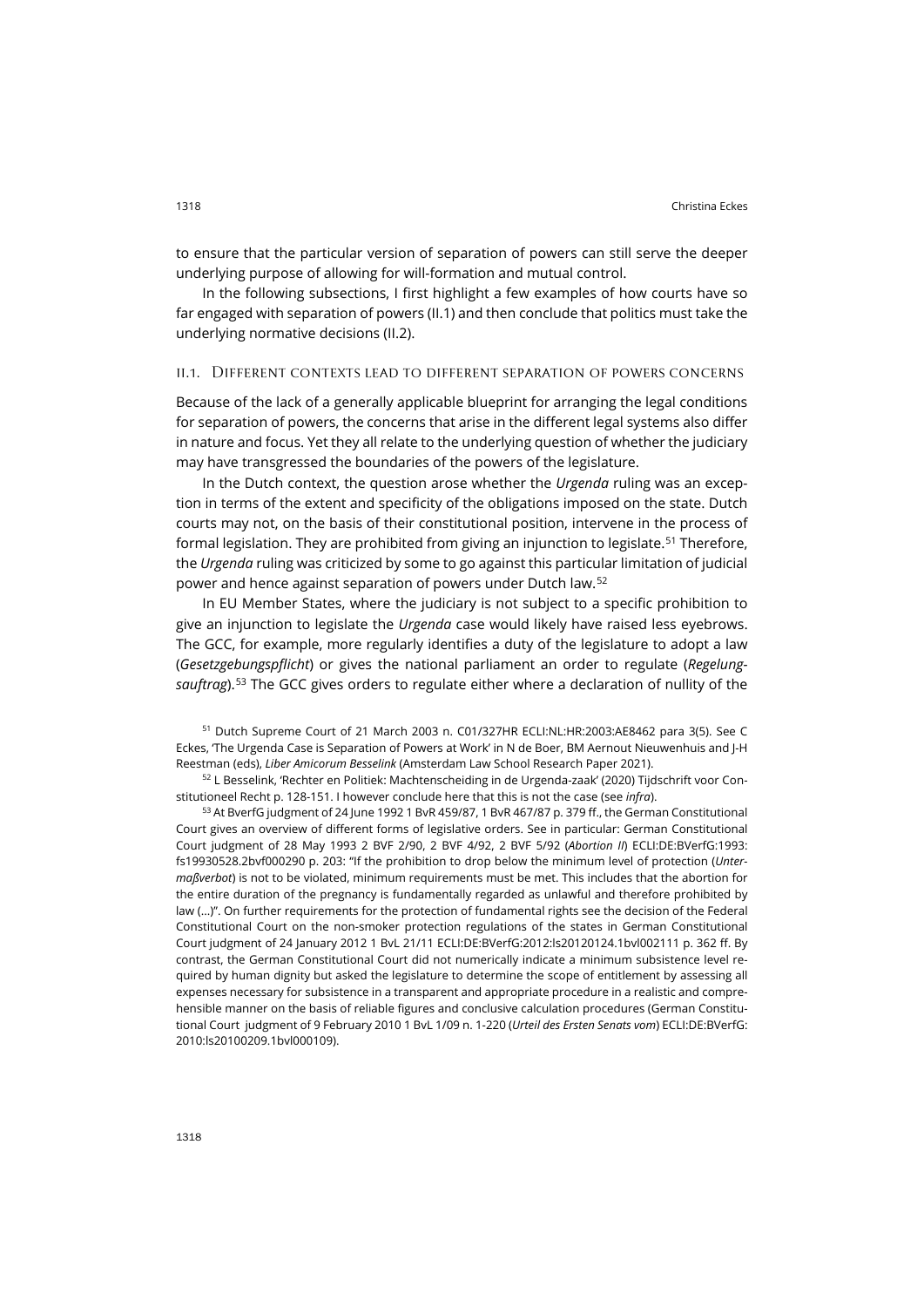to ensure that the particular version of separation of powers can still serve the deeper underlying purpose of allowing for will-formation and mutual control.

In the following subsections, I first highlight a few examples of how courts have so far engaged with separation of powers (II.1) and then conclude that politics must take the underlying normative decisions (II.2).

### II.1. Different contexts lead to different separation of powers concerns

Because of the lack of a generally applicable blueprint for arranging the legal conditions for separation of powers, the concerns that arise in the different legal systems also differ in nature and focus. Yet they all relate to the underlying question of whether the judiciary may have transgressed the boundaries of the powers of the legislature.

In the Dutch context, the question arose whether the *Urgenda* ruling was an exception in terms of the extent and specificity of the obligations imposed on the state. Dutch courts may not, on the basis of their constitutional position, intervene in the process of formal legislation. They are prohibited from giving an injunction to legislate.[51] Therefore, the *Urgenda* ruling was criticized by some to go against this particular limitation of judicial power and hence against separation of powers under Dutch law.[52]

In EU Member States, where the judiciary is not subject to a specific prohibition to give an injunction to legislate the *Urgenda* case would likely have raised less eyebrows. The GCC, for example, more regularly identifies a duty of the legislature to adopt a law (*Gesetzgebungspflicht*) or gives the national parliament an order to regulate (*Regelungsauftrag*).[53] The GCC gives orders to regulate either where a declaration of nullity of the

[51] Dutch Supreme Court of 21 March 2003 n. C01/327HR ECLI:NL:HR:2003:AE8462 para 3(5). See C Eckes, 'The Urgenda Case is Separation of Powers at Work' in N de Boer, BM Aernout Nieuwenhuis and J-H Reestman (eds), *Liber Amicorum Besselink* (Amsterdam Law School Research Paper 2021).

[52] L Besselink, 'Rechter en Politiek: Machtenscheiding in de Urgenda-zaak' (2020) Tijdschrift voor Constitutioneel Recht p. 128-151. I however conclude here that this is not the case (see *infra*).

[53] At BverfG judgment of 24 June 1992 1 BvR 459/87, 1 BvR 467/87 p. 379 ff., the German Constitutional Court gives an overview of different forms of legislative orders. See in particular: German Constitutional Court judgment of 28 May 1993 2 BVF 2/90, 2 BVF 4/92, 2 BVF 5/92 (*Abortion II*) ECLI:DE:BVerfG:1993:fs19930528.2bvf000290 p. 203: "If the prohibition to drop below the minimum level of protection (*Untermaßverbot*) is not to be violated, minimum requirements must be met. This includes that the abortion for the entire duration of the pregnancy is fundamentally regarded as unlawful and therefore prohibited by law (…)". On further requirements for the protection of fundamental rights see the decision of the Federal Constitutional Court on the non-smoker protection regulations of the states in German Constitutional Court judgment of 24 January 2012 1 BvL 21/11 ECLI:DE:BVerfG:2012:ls20120124.1bvl002111 p. 362 ff. By contrast, the German Constitutional Court did not numerically indicate a minimum subsistence level required by human dignity but asked the legislature to determine the scope of entitlement by assessing all expenses necessary for subsistence in a transparent and appropriate procedure in a realistic and comprehensible manner on the basis of reliable figures and conclusive calculation procedures (German Constitutional Court judgment of 9 February 2010 1 BvL 1/09 n. 1-220 (*Urteil des Ersten Senats vom*) ECLI:DE:BVerfG:2010:ls20100209.1bvl000109).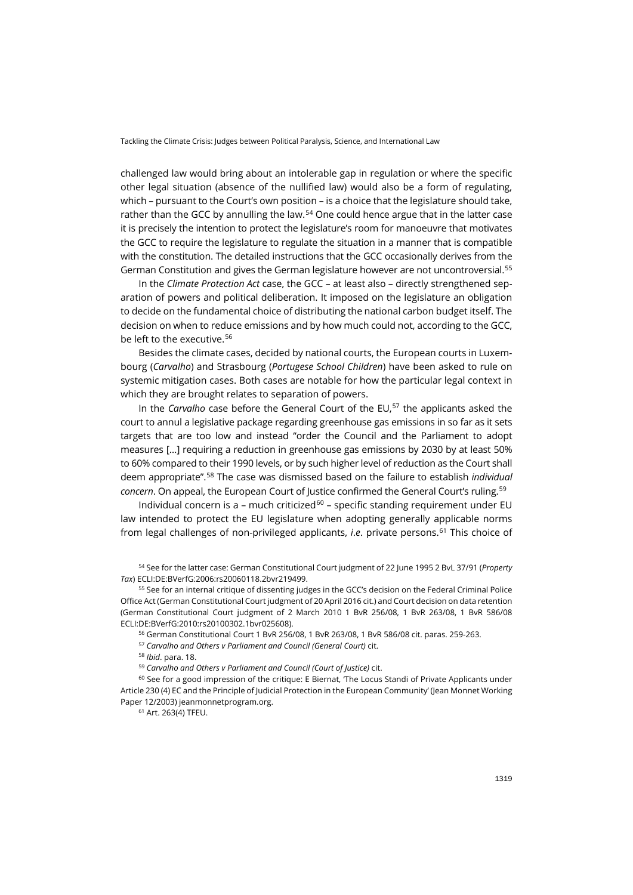challenged law would bring about an intolerable gap in regulation or where the specific other legal situation (absence of the nullified law) would also be a form of regulating, which – pursuant to the Court's own position – is a choice that the legislature should take, rather than the GCC by annulling the law.[54] One could hence argue that in the latter case it is precisely the intention to protect the legislature's room for manoeuvre that motivates the GCC to require the legislature to regulate the situation in a manner that is compatible with the constitution. The detailed instructions that the GCC occasionally derives from the German Constitution and gives the German legislature however are not uncontroversial.[55]

In the *Climate Protection Act* case, the GCC – at least also – directly strengthened separation of powers and political deliberation. It imposed on the legislature an obligation to decide on the fundamental choice of distributing the national carbon budget itself. The decision on when to reduce emissions and by how much could not, according to the GCC, be left to the executive.[56]

Besides the climate cases, decided by national courts, the European courts in Luxembourg (*Carvalho*) and Strasbourg (*Portugese School Children*) have been asked to rule on systemic mitigation cases. Both cases are notable for how the particular legal context in which they are brought relates to separation of powers.

In the *Carvalho* case before the General Court of the EU,[57] the applicants asked the court to annul a legislative package regarding greenhouse gas emissions in so far as it sets targets that are too low and instead "order the Council and the Parliament to adopt measures [...] requiring a reduction in greenhouse gas emissions by 2030 by at least 50% to 60% compared to their 1990 levels, or by such higher level of reduction as the Court shall deem appropriate".[58] The case was dismissed based on the failure to establish *individual concern*. On appeal, the European Court of Justice confirmed the General Court's ruling.[59]

Individual concern is a – much criticized[60] – specific standing requirement under EU law intended to protect the EU legislature when adopting generally applicable norms from legal challenges of non-privileged applicants, *i.e*. private persons.[61] This choice of

[54] See for the latter case: German Constitutional Court judgment of 22 June 1995 2 BvL 37/91 (*Property Tax*) ECLI:DE:BVerfG:2006:rs20060118.2bvr219499.

[55] See for an internal critique of dissenting judges in the GCC's decision on the Federal Criminal Police Office Act (German Constitutional Court judgment of 20 April 2016 cit.) and Court decision on data retention (German Constitutional Court judgment of 2 March 2010 1 BvR 256/08, 1 BvR 263/08, 1 BvR 586/08 ECLI:DE:BVerfG:2010:rs20100302.1bvr025608).

[56] German Constitutional Court 1 BvR 256/08, 1 BvR 263/08, 1 BvR 586/08 cit. paras. 259-263.

[57] *Carvalho and Others v Parliament and Council (General Court)* cit.

[58] *Ibid*. para. 18.

[59] *Carvalho and Others v Parliament and Council (Court of Justice)* cit.

[60] See for a good impression of the critique: E Biernat, 'The Locus Standi of Private Applicants under Article 230 (4) EC and the Principle of Judicial Protection in the European Community' (Jean Monnet Working Paper 12/2003) jeanmonnetprogram.org.

[61] Art. 263(4) TFEU.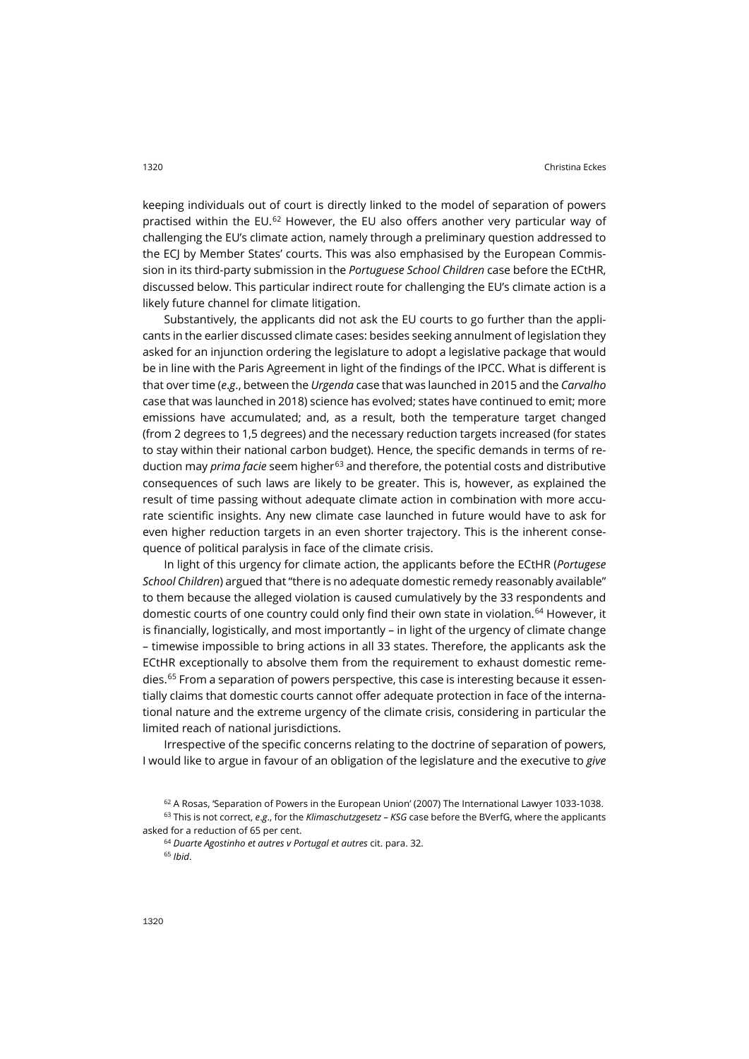keeping individuals out of court is directly linked to the model of separation of powers practised within the EU.[62] However, the EU also offers another very particular way of challenging the EU's climate action, namely through a preliminary question addressed to the ECJ by Member States' courts. This was also emphasised by the European Commission in its third-party submission in the *Portuguese School Children* case before the ECtHR, discussed below. This particular indirect route for challenging the EU's climate action is a likely future channel for climate litigation.

Substantively, the applicants did not ask the EU courts to go further than the applicants in the earlier discussed climate cases: besides seeking annulment of legislation they asked for an injunction ordering the legislature to adopt a legislative package that would be in line with the Paris Agreement in light of the findings of the IPCC. What is different is that over time (*e.g*., between the *Urgenda* case that was launched in 2015 and the *Carvalho* case that was launched in 2018) science has evolved; states have continued to emit; more emissions have accumulated; and, as a result, both the temperature target changed (from 2 degrees to 1,5 degrees) and the necessary reduction targets increased (for states to stay within their national carbon budget). Hence, the specific demands in terms of reduction may *prima facie* seem higher[63] and therefore, the potential costs and distributive consequences of such laws are likely to be greater. This is, however, as explained the result of time passing without adequate climate action in combination with more accurate scientific insights. Any new climate case launched in future would have to ask for even higher reduction targets in an even shorter trajectory. This is the inherent consequence of political paralysis in face of the climate crisis.

In light of this urgency for climate action, the applicants before the ECtHR (*Portugese School Children*) argued that "there is no adequate domestic remedy reasonably available" to them because the alleged violation is caused cumulatively by the 33 respondents and domestic courts of one country could only find their own state in violation.[64] However, it is financially, logistically, and most importantly – in light of the urgency of climate change – timewise impossible to bring actions in all 33 states. Therefore, the applicants ask the ECtHR exceptionally to absolve them from the requirement to exhaust domestic remedies.[65] From a separation of powers perspective, this case is interesting because it essentially claims that domestic courts cannot offer adequate protection in face of the international nature and the extreme urgency of the climate crisis, considering in particular the limited reach of national jurisdictions.

Irrespective of the specific concerns relating to the doctrine of separation of powers, I would like to argue in favour of an obligation of the legislature and the executive to *give*

[62] A Rosas, 'Separation of Powers in the European Union' (2007) The International Lawyer 1033-1038.

[63] This is not correct, *e.g*., for the *Klimaschutzgesetz – KSG* case before the BVerfG, where the applicants asked for a reduction of 65 per cent.

[64] *Duarte Agostinho et autres v Portugal et autres* cit. para. 32.

[65] *Ibid*.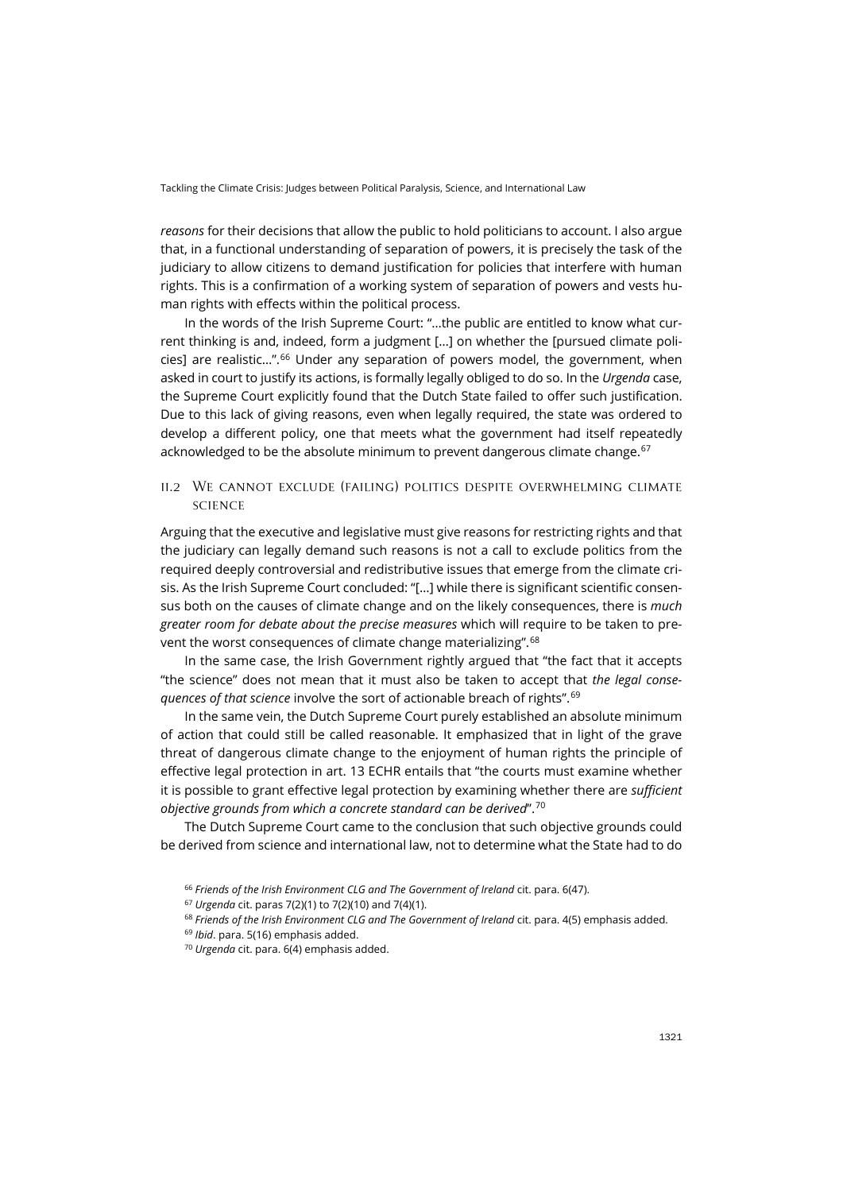*reasons* for their decisions that allow the public to hold politicians to account. I also argue that, in a functional understanding of separation of powers, it is precisely the task of the judiciary to allow citizens to demand justification for policies that interfere with human rights. This is a confirmation of a working system of separation of powers and vests human rights with effects within the political process.

In the words of the Irish Supreme Court: "…the public are entitled to know what current thinking is and, indeed, form a judgment […] on whether the [pursued climate policies] are realistic…".[66] Under any separation of powers model, the government, when asked in court to justify its actions, is formally legally obliged to do so. In the *Urgenda* case, the Supreme Court explicitly found that the Dutch State failed to offer such justification. Due to this lack of giving reasons, even when legally required, the state was ordered to develop a different policy, one that meets what the government had itself repeatedly acknowledged to be the absolute minimum to prevent dangerous climate change.[67]

### II.2 We cannot exclude (failing) politics despite overwhelming climate science

Arguing that the executive and legislative must give reasons for restricting rights and that the judiciary can legally demand such reasons is not a call to exclude politics from the required deeply controversial and redistributive issues that emerge from the climate crisis. As the Irish Supreme Court concluded: "[…] while there is significant scientific consensus both on the causes of climate change and on the likely consequences, there is *much greater room for debate about the precise measures* which will require to be taken to prevent the worst consequences of climate change materializing".[68]

In the same case, the Irish Government rightly argued that "the fact that it accepts "the science" does not mean that it must also be taken to accept that *the legal consequences of that science* involve the sort of actionable breach of rights".[69]

In the same vein, the Dutch Supreme Court purely established an absolute minimum of action that could still be called reasonable. It emphasized that in light of the grave threat of dangerous climate change to the enjoyment of human rights the principle of effective legal protection in art. 13 ECHR entails that "the courts must examine whether it is possible to grant effective legal protection by examining whether there are *sufficient objective grounds from which a concrete standard can be derived*".[70]

The Dutch Supreme Court came to the conclusion that such objective grounds could be derived from science and international law, not to determine what the State had to do

---

[66] *Friends of the Irish Environment CLG and The Government of Ireland* cit. para. 6(47).

[67] *Urgenda* cit. paras 7(2)(1) to 7(2)(10) and 7(4)(1).

[68] *Friends of the Irish Environment CLG and The Government of Ireland* cit. para. 4(5) emphasis added.

[69] *Ibid*. para. 5(16) emphasis added.

[70] *Urgenda* cit. para. 6(4) emphasis added.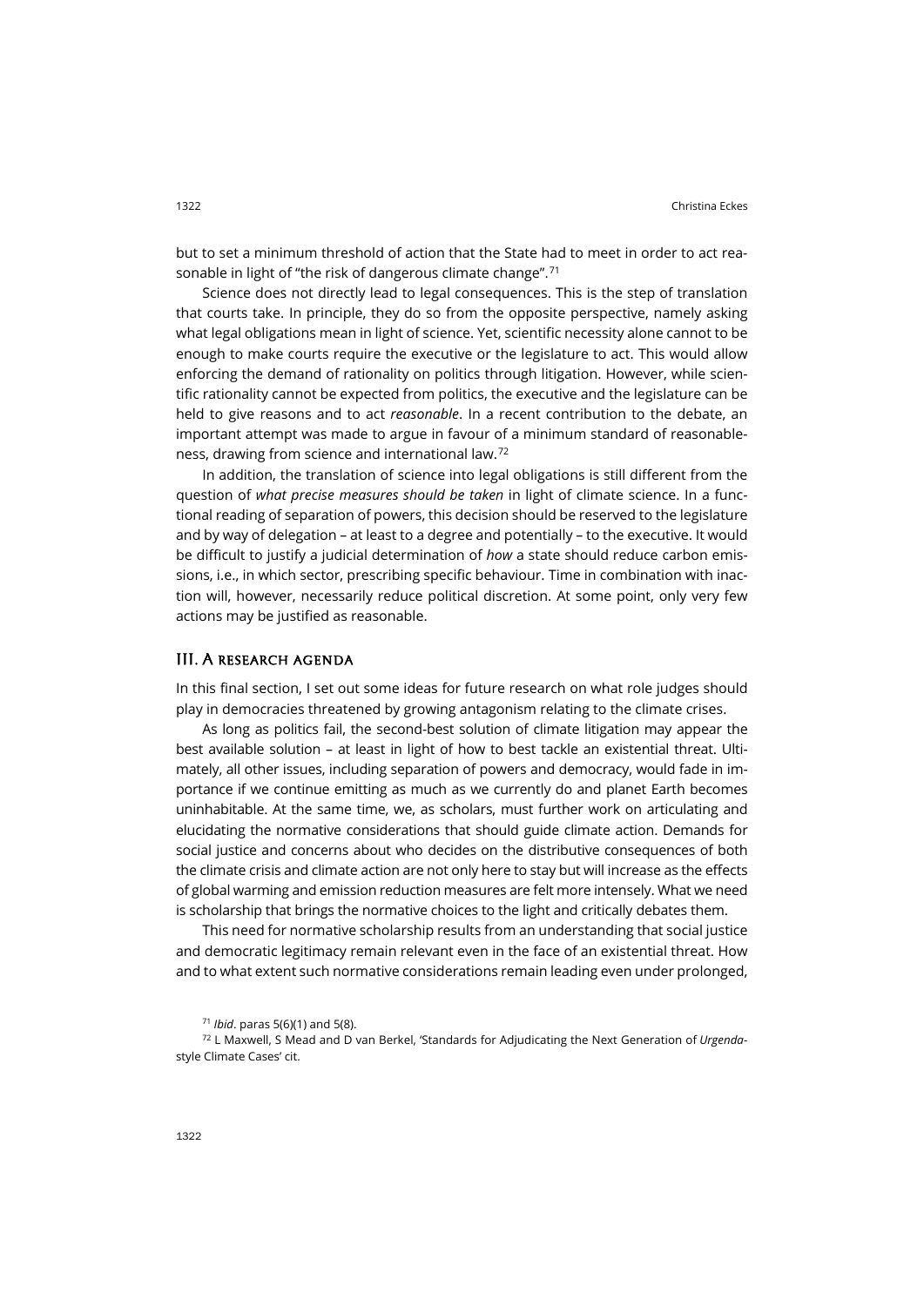but to set a minimum threshold of action that the State had to meet in order to act reasonable in light of "the risk of dangerous climate change".[71]

Science does not directly lead to legal consequences. This is the step of translation that courts take. In principle, they do so from the opposite perspective, namely asking what legal obligations mean in light of science. Yet, scientific necessity alone cannot to be enough to make courts require the executive or the legislature to act. This would allow enforcing the demand of rationality on politics through litigation. However, while scientific rationality cannot be expected from politics, the executive and the legislature can be held to give reasons and to act *reasonable*. In a recent contribution to the debate, an important attempt was made to argue in favour of a minimum standard of reasonableness, drawing from science and international law.[72]

In addition, the translation of science into legal obligations is still different from the question of *what precise measures should be taken* in light of climate science. In a functional reading of separation of powers, this decision should be reserved to the legislature and by way of delegation – at least to a degree and potentially – to the executive. It would be difficult to justify a judicial determination of *how* a state should reduce carbon emissions, i.e., in which sector, prescribing specific behaviour. Time in combination with inaction will, however, necessarily reduce political discretion. At some point, only very few actions may be justified as reasonable.

## III. A research agenda

In this final section, I set out some ideas for future research on what role judges should play in democracies threatened by growing antagonism relating to the climate crises.

As long as politics fail, the second-best solution of climate litigation may appear the best available solution – at least in light of how to best tackle an existential threat. Ultimately, all other issues, including separation of powers and democracy, would fade in importance if we continue emitting as much as we currently do and planet Earth becomes uninhabitable. At the same time, we, as scholars, must further work on articulating and elucidating the normative considerations that should guide climate action. Demands for social justice and concerns about who decides on the distributive consequences of both the climate crisis and climate action are not only here to stay but will increase as the effects of global warming and emission reduction measures are felt more intensely. What we need is scholarship that brings the normative choices to the light and critically debates them.

This need for normative scholarship results from an understanding that social justice and democratic legitimacy remain relevant even in the face of an existential threat. How and to what extent such normative considerations remain leading even under prolonged,

[71] *Ibid*. paras 5(6)(1) and 5(8).

[72] L Maxwell, S Mead and D van Berkel, 'Standards for Adjudicating the Next Generation of *Urgenda*-style Climate Cases' cit.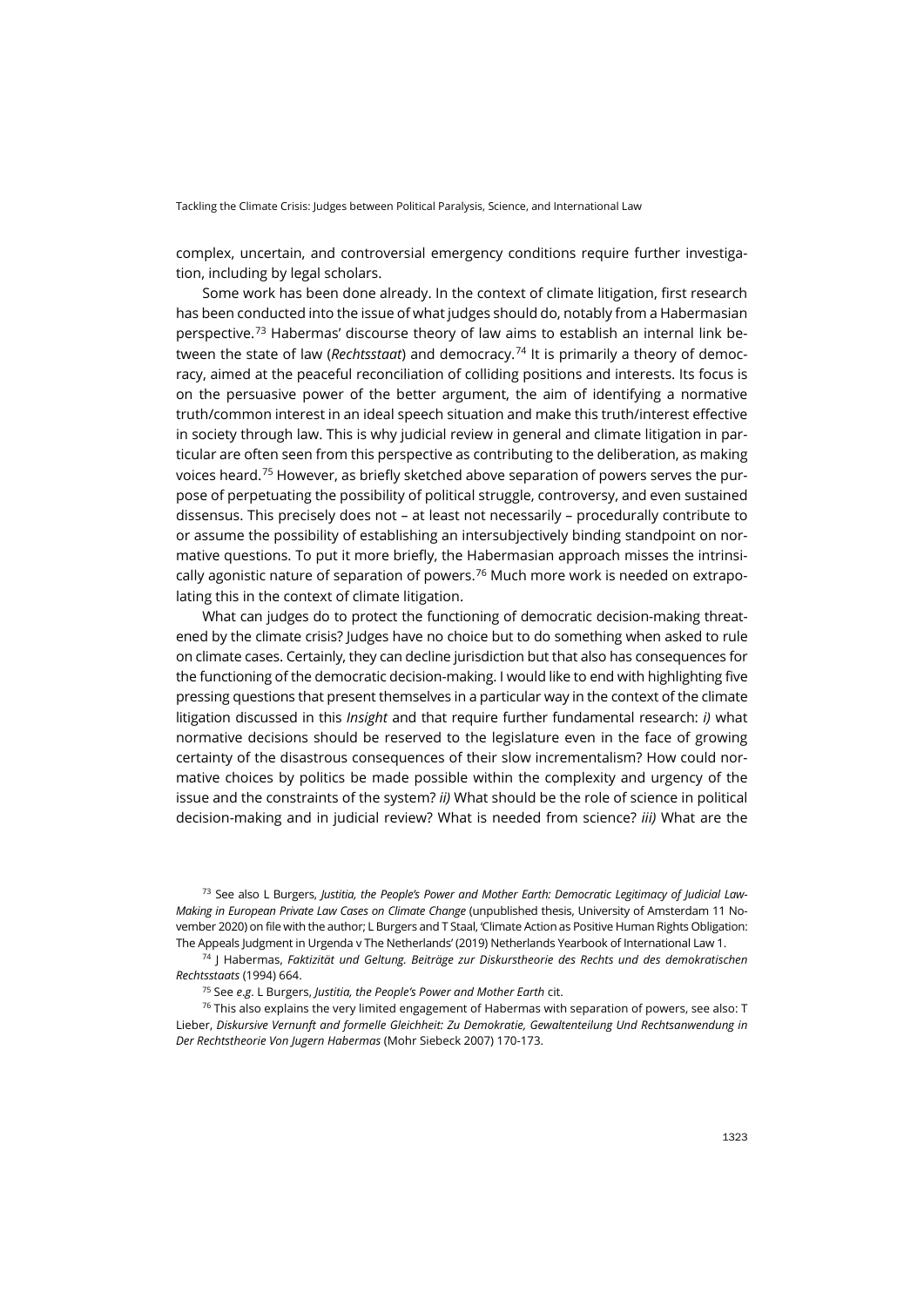complex, uncertain, and controversial emergency conditions require further investigation, including by legal scholars.

Some work has been done already. In the context of climate litigation, first research has been conducted into the issue of what judges should do, notably from a Habermasian perspective.[73] Habermas' discourse theory of law aims to establish an internal link between the state of law (*Rechtsstaat*) and democracy.[74] It is primarily a theory of democracy, aimed at the peaceful reconciliation of colliding positions and interests. Its focus is on the persuasive power of the better argument, the aim of identifying a normative truth/common interest in an ideal speech situation and make this truth/interest effective in society through law. This is why judicial review in general and climate litigation in particular are often seen from this perspective as contributing to the deliberation, as making voices heard.[75] However, as briefly sketched above separation of powers serves the purpose of perpetuating the possibility of political struggle, controversy, and even sustained dissensus. This precisely does not – at least not necessarily – procedurally contribute to or assume the possibility of establishing an intersubjectively binding standpoint on normative questions. To put it more briefly, the Habermasian approach misses the intrinsically agonistic nature of separation of powers.[76] Much more work is needed on extrapolating this in the context of climate litigation.

What can judges do to protect the functioning of democratic decision-making threatened by the climate crisis? Judges have no choice but to do something when asked to rule on climate cases. Certainly, they can decline jurisdiction but that also has consequences for the functioning of the democratic decision-making. I would like to end with highlighting five pressing questions that present themselves in a particular way in the context of the climate litigation discussed in this *Insight* and that require further fundamental research: *i)* what normative decisions should be reserved to the legislature even in the face of growing certainty of the disastrous consequences of their slow incrementalism? How could normative choices by politics be made possible within the complexity and urgency of the issue and the constraints of the system? *ii)* What should be the role of science in political decision-making and in judicial review? What is needed from science? *iii)* What are the

[73] See also L Burgers, *Justitia, the People's Power and Mother Earth: Democratic Legitimacy of Judicial Law-Making in European Private Law Cases on Climate Change* (unpublished thesis, University of Amsterdam 11 November 2020) on file with the author; L Burgers and T Staal, 'Climate Action as Positive Human Rights Obligation: The Appeals Judgment in Urgenda v The Netherlands' (2019) Netherlands Yearbook of International Law 1.

[74] J Habermas, *Faktizität und Geltung. Beiträge zur Diskurstheorie des Rechts und des demokratischen Rechtsstaats* (1994) 664.

[75] See *e.g*. L Burgers, *Justitia, the People's Power and Mother Earth* cit.

[76] This also explains the very limited engagement of Habermas with separation of powers, see also: T Lieber, *Diskursive Vernunft and formelle Gleichheit: Zu Demokratie, Gewaltenteilung Und Rechtsanwendung in Der Rechtstheorie Von Jugern Habermas* (Mohr Siebeck 2007) 170-173.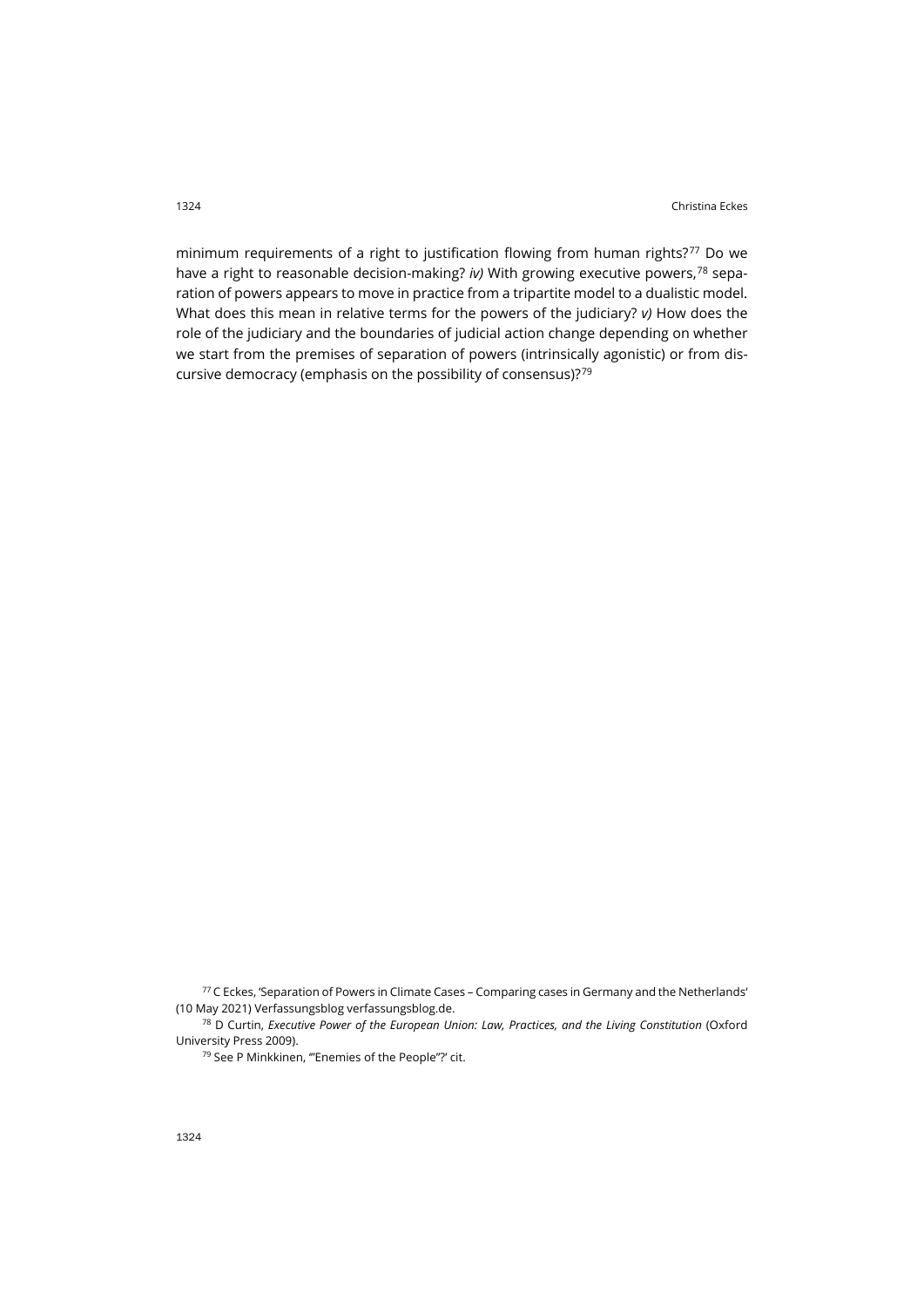minimum requirements of a right to justification flowing from human rights?[77] Do we have a right to reasonable decision-making? *iv)* With growing executive powers,[78] separation of powers appears to move in practice from a tripartite model to a dualistic model. What does this mean in relative terms for the powers of the judiciary? *v)* How does the role of the judiciary and the boundaries of judicial action change depending on whether we start from the premises of separation of powers (intrinsically agonistic) or from discursive democracy (emphasis on the possibility of consensus)?[79]

[77] C Eckes, 'Separation of Powers in Climate Cases – Comparing cases in Germany and the Netherlands' (10 May 2021) Verfassungsblog verfassungsblog.de.

[78] D Curtin, *Executive Power of the European Union: Law, Practices, and the Living Constitution* (Oxford University Press 2009).

[79] See P Minkkinen, '"Enemies of the People"?' cit.